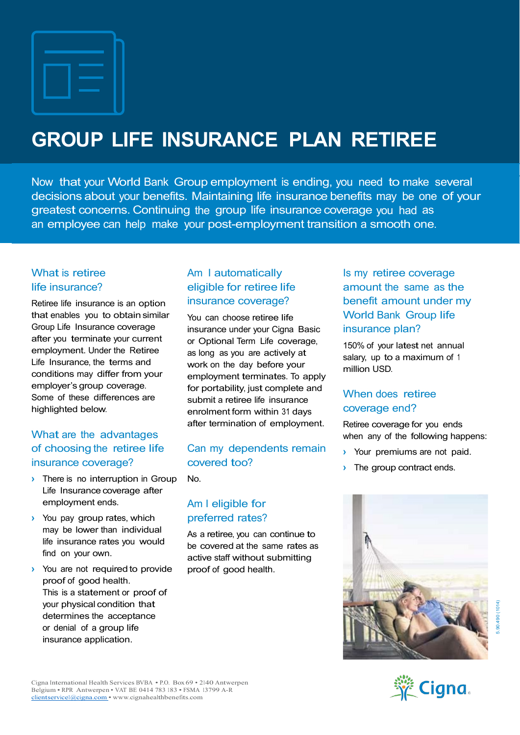# GROUP LIFE INSURANCE PLAN RETIREE

Now that your World Bank Group employment is ending, you need to make several decisions about your benefits. Maintaining life insurance benefits may be one of your greatest concerns. Continuing the group life insurance coverage you had as an employee can help make your post-employment transition a smooth one.

## What is retiree life insurance?

Retiree life insurance is an option that enables you to obtain similar Group Life Insurance coverage after you terminate your current employment. Under the Retiree Life Insurance, the terms and conditions may differ from your employer's group coverage. Some of these differences are highlighted below.

## What are the advantages of choosing the retiree life insurance coverage?

- There is no interruption in Group Life Insurance coverage after employment ends.
- You pay group rates, which may be lower than individual life insurance rates you would find on your own.
- You are not required to provide proof of good health. This is a statement or proof of your physical condition that determines the acceptance or denial of a group life insurance application.

## Am I automatically eligible for retiree life insurance coverage?

You can choose retiree life insurance under your Cigna Basic or Optional Term Life coverage, as long as you are actively at work on the day before your employment terminates. To apply for portability, just complete and submit a retiree life insurance enrolment form within 31 days after termination of employment.

## Can my dependents remain covered too?

No.

## Am I eligible for preferred rates?

As a retiree, you can continue to be covered at the same rates as active staff without submitting proof of good health.

## Is my retiree coverage amount the same as the benefit amount under my World Bank Group life insurance plan?

150% of your latest net annual salary, up to a maximum of 1 million USD.

## When does retiree coverage end?

Retiree coverage for you ends when any of the following happens:

- Your premiums are not paid.
- The group contract ends.

Cigna International Health Services BVBA • P.O. Box 69 • 2140 Antwerpen Belgium • RPR Antwerpen • VAT BE 0414 783 183 • FSMA 13799 A-R
clientservice1@cigna.com • www.cignahealthbenefits.com

5.90.490 (1014)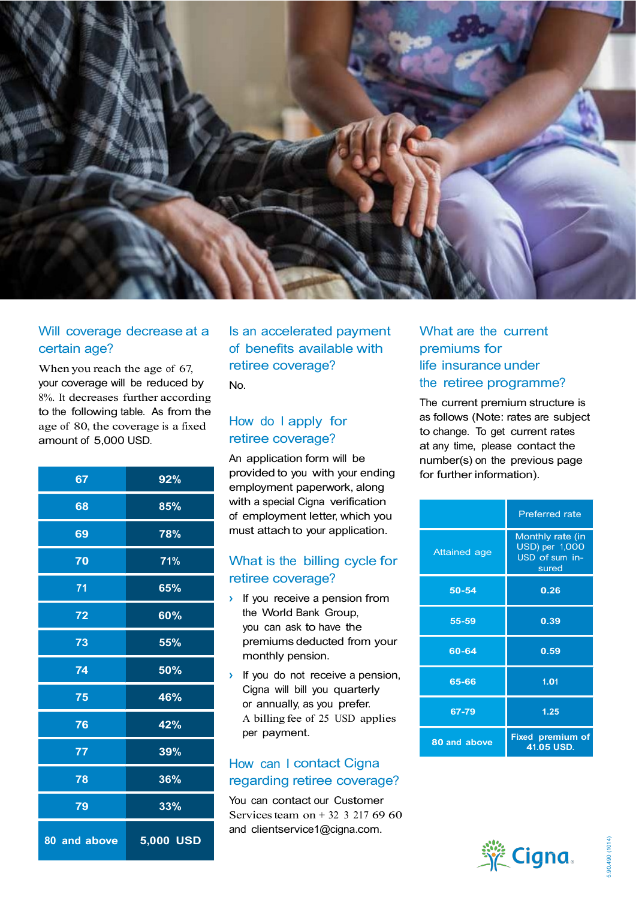## Will coverage decrease at a certain age?

When you reach the age of 67, your coverage will be reduced by 8%. It decreases further according to the following table. As from the age of 80, the coverage is a fixed amount of 5,000 USD.

| | |
|---|---|
| 67 | 92% |
| 68 | 85% |
| 69 | 78% |
| 70 | 71% |
| 71 | 65% |
| 72 | 60% |
| 73 | 55% |
| 74 | 50% |
| 75 | 46% |
| 76 | 42% |
| 77 | 39% |
| 78 | 36% |
| 79 | 33% |
| 80 and above | 5,000 USD |

## Is an accelerated payment of benefits available with retiree coverage?

No.

## How do I apply for retiree coverage?

An application form will be provided to you with your ending employment paperwork, along with a special Cigna verification of employment letter, which you must attach to your application.

## What is the billing cycle for retiree coverage?

- If you receive a pension from the World Bank Group, you can ask to have the premiums deducted from your monthly pension.
- If you do not receive a pension, Cigna will bill you quarterly or annually, as you prefer. A billing fee of 25 USD applies per payment.

## How can I contact Cigna regarding retiree coverage?

You can contact our Customer Services team on + 32 3 217 69 60 and clientservice1@cigna.com.

## What are the current premiums for life insurance under the retiree programme?

The current premium structure is as follows (Note: rates are subject to change. To get current rates at any time, please contact the number(s) on the previous page for further information).

| | Preferred rate |
|---|---|
| Attained age | Monthly rate (in USD) per 1,000 USD of sum insured |
| 50-54 | 0.26 |
| 55-59 | 0.39 |
| 60-64 | 0.59 |
| 65-66 | 1.01 |
| 67-79 | 1.25 |
| 80 and above | Fixed premium of 41.05 USD. |

Cigna

5.90.490 (10/14)